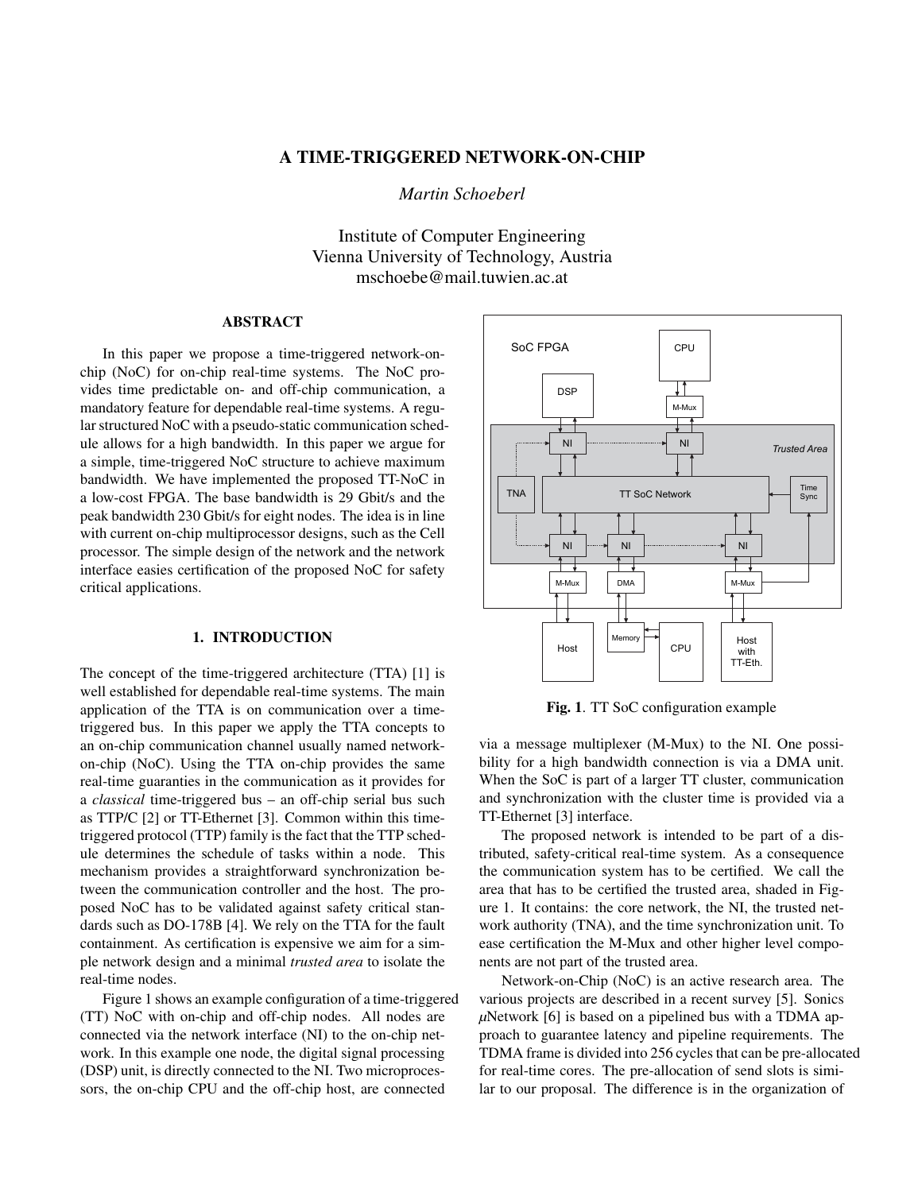# A TIME-TRIGGERED NETWORK-ON-CHIP

*Martin Schoeberl*

Institute of Computer Engineering
Vienna University of Technology, Austria
mschoebe@mail.tuwien.ac.at

## ABSTRACT

In this paper we propose a time-triggered network-on-chip (NoC) for on-chip real-time systems. The NoC provides time predictable on- and off-chip communication, a mandatory feature for dependable real-time systems. A regular structured NoC with a pseudo-static communication schedule allows for a high bandwidth. In this paper we argue for a simple, time-triggered NoC structure to achieve maximum bandwidth. We have implemented the proposed TT-NoC in a low-cost FPGA. The base bandwidth is 29 Gbit/s and the peak bandwidth 230 Gbit/s for eight nodes. The idea is in line with current on-chip multiprocessor designs, such as the Cell processor. The simple design of the network and the network interface easies certification of the proposed NoC for safety critical applications.

## 1. INTRODUCTION

The concept of the time-triggered architecture (TTA) [1] is well established for dependable real-time systems. The main application of the TTA is on communication over a time-triggered bus. In this paper we apply the TTA concepts to an on-chip communication channel usually named network-on-chip (NoC). Using the TTA on-chip provides the same real-time guaranties in the communication as it provides for a *classical* time-triggered bus – an off-chip serial bus such as TTP/C [2] or TT-Ethernet [3]. Common within this time-triggered protocol (TTP) family is the fact that the TTP schedule determines the schedule of tasks within a node. This mechanism provides a straightforward synchronization between the communication controller and the host. The proposed NoC has to be validated against safety critical standards such as DO-178B [4]. We rely on the TTA for the fault containment. As certification is expensive we aim for a simple network design and a minimal *trusted area* to isolate the real-time nodes.

Figure 1 shows an example configuration of a time-triggered (TT) NoC with on-chip and off-chip nodes. All nodes are connected via the network interface (NI) to the on-chip network. In this example one node, the digital signal processing (DSP) unit, is directly connected to the NI. Two microprocessors, the on-chip CPU and the off-chip host, are connected via a message multiplexer (M-Mux) to the NI. One possibility for a high bandwidth connection is via a DMA unit. When the SoC is part of a larger TT cluster, communication and synchronization with the cluster time is provided via a TT-Ethernet [3] interface.

**Fig. 1**. TT SoC configuration example

The proposed network is intended to be part of a distributed, safety-critical real-time system. As a consequence the communication system has to be certified. We call the area that has to be certified the trusted area, shaded in Figure 1. It contains: the core network, the NI, the trusted network authority (TNA), and the time synchronization unit. To ease certification the M-Mux and other higher level components are not part of the trusted area.

Network-on-Chip (NoC) is an active research area. The various projects are described in a recent survey [5]. Sonics $\mu$Network [6] is based on a pipelined bus with a TDMA approach to guarantee latency and pipeline requirements. The TDMA frame is divided into 256 cycles that can be pre-allocated for real-time cores. The pre-allocation of send slots is similar to our proposal. The difference is in the organization of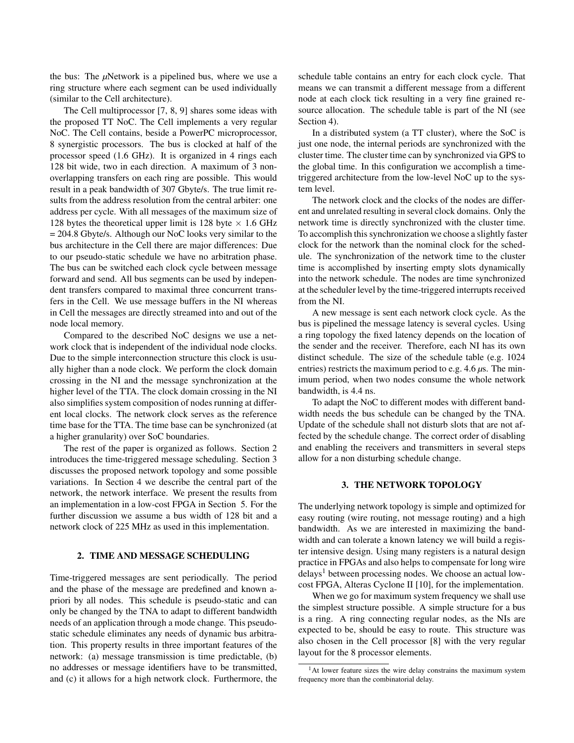the bus: The $\mu$Network is a pipelined bus, where we use a ring structure where each segment can be used individually (similar to the Cell architecture).

The Cell multiprocessor [7, 8, 9] shares some ideas with the proposed TT NoC. The Cell implements a very regular NoC. The Cell contains, beside a PowerPC microprocessor, 8 synergistic processors. The bus is clocked at half of the processor speed (1.6 GHz). It is organized in 4 rings each 128 bit wide, two in each direction. A maximum of 3 non-overlapping transfers on each ring are possible. This would result in a peak bandwidth of 307 Gbyte/s. The true limit results from the address resolution from the central arbiter: one address per cycle. With all messages of the maximum size of 128 bytes the theoretical upper limit is 128 byte $\times$ 1.6 GHz = 204.8 Gbyte/s. Although our NoC looks very similar to the bus architecture in the Cell there are major differences: Due to our pseudo-static schedule we have no arbitration phase. The bus can be switched each clock cycle between message forward and send. All bus segments can be used by independent transfers compared to maximal three concurrent transfers in the Cell. We use message buffers in the NI whereas in Cell the messages are directly streamed into and out of the node local memory.

Compared to the described NoC designs we use a network clock that is independent of the individual node clocks. Due to the simple interconnection structure this clock is usually higher than a node clock. We perform the clock domain crossing in the NI and the message synchronization at the higher level of the TTA. The clock domain crossing in the NI also simplifies system composition of nodes running at different local clocks. The network clock serves as the reference time base for the TTA. The time base can be synchronized (at a higher granularity) over SoC boundaries.

The rest of the paper is organized as follows. Section 2 introduces the time-triggered message scheduling. Section 3 discusses the proposed network topology and some possible variations. In Section 4 we describe the central part of the network, the network interface. We present the results from an implementation in a low-cost FPGA in Section 5. For the further discussion we assume a bus width of 128 bit and a network clock of 225 MHz as used in this implementation.

## 2. TIME AND MESSAGE SCHEDULING

Time-triggered messages are sent periodically. The period and the phase of the message are predefined and known a-priori by all nodes. This schedule is pseudo-static and can only be changed by the TNA to adapt to different bandwidth needs of an application through a mode change. This pseudo-static schedule eliminates any needs of dynamic bus arbitration. This property results in three important features of the network: (a) message transmission is time predictable, (b) no addresses or message identifiers have to be transmitted, and (c) it allows for a high network clock. Furthermore, the schedule table contains an entry for each clock cycle. That means we can transmit a different message from a different node at each clock tick resulting in a very fine grained resource allocation. The schedule table is part of the NI (see Section 4).

In a distributed system (a TT cluster), where the SoC is just one node, the internal periods are synchronized with the cluster time. The cluster time can by synchronized via GPS to the global time. In this configuration we accomplish a time-triggered architecture from the low-level NoC up to the system level.

The network clock and the clocks of the nodes are different and unrelated resulting in several clock domains. Only the network time is directly synchronized with the cluster time. To accomplish this synchronization we choose a slightly faster clock for the network than the nominal clock for the schedule. The synchronization of the network time to the cluster time is accomplished by inserting empty slots dynamically into the network schedule. The nodes are time synchronized at the scheduler level by the time-triggered interrupts received from the NI.

A new message is sent each network clock cycle. As the bus is pipelined the message latency is several cycles. Using a ring topology the fixed latency depends on the location of the sender and the receiver. Therefore, each NI has its own distinct schedule. The size of the schedule table (e.g. 1024 entries) restricts the maximum period to e.g. 4.6 $\mu$s. The minimum period, when two nodes consume the whole network bandwidth, is 4.4 ns.

To adapt the NoC to different modes with different bandwidth needs the bus schedule can be changed by the TNA. Update of the schedule shall not disturb slots that are not affected by the schedule change. The correct order of disabling and enabling the receivers and transmitters in several steps allow for a non disturbing schedule change.

## 3. THE NETWORK TOPOLOGY

The underlying network topology is simple and optimized for easy routing (wire routing, not message routing) and a high bandwidth. As we are interested in maximizing the bandwidth and can tolerate a known latency we will build a register intensive design. Using many registers is a natural design practice in FPGAs and also helps to compensate for long wire delays[1] between processing nodes. We choose an actual low-cost FPGA, Alteras Cyclone II [10], for the implementation.

When we go for maximum system frequency we shall use the simplest structure possible. A simple structure for a bus is a ring. A ring connecting regular nodes, as the NIs are expected to be, should be easy to route. This structure was also chosen in the Cell processor [8] with the very regular layout for the 8 processor elements.

[1] At lower feature sizes the wire delay constrains the maximum system frequency more than the combinatorial delay.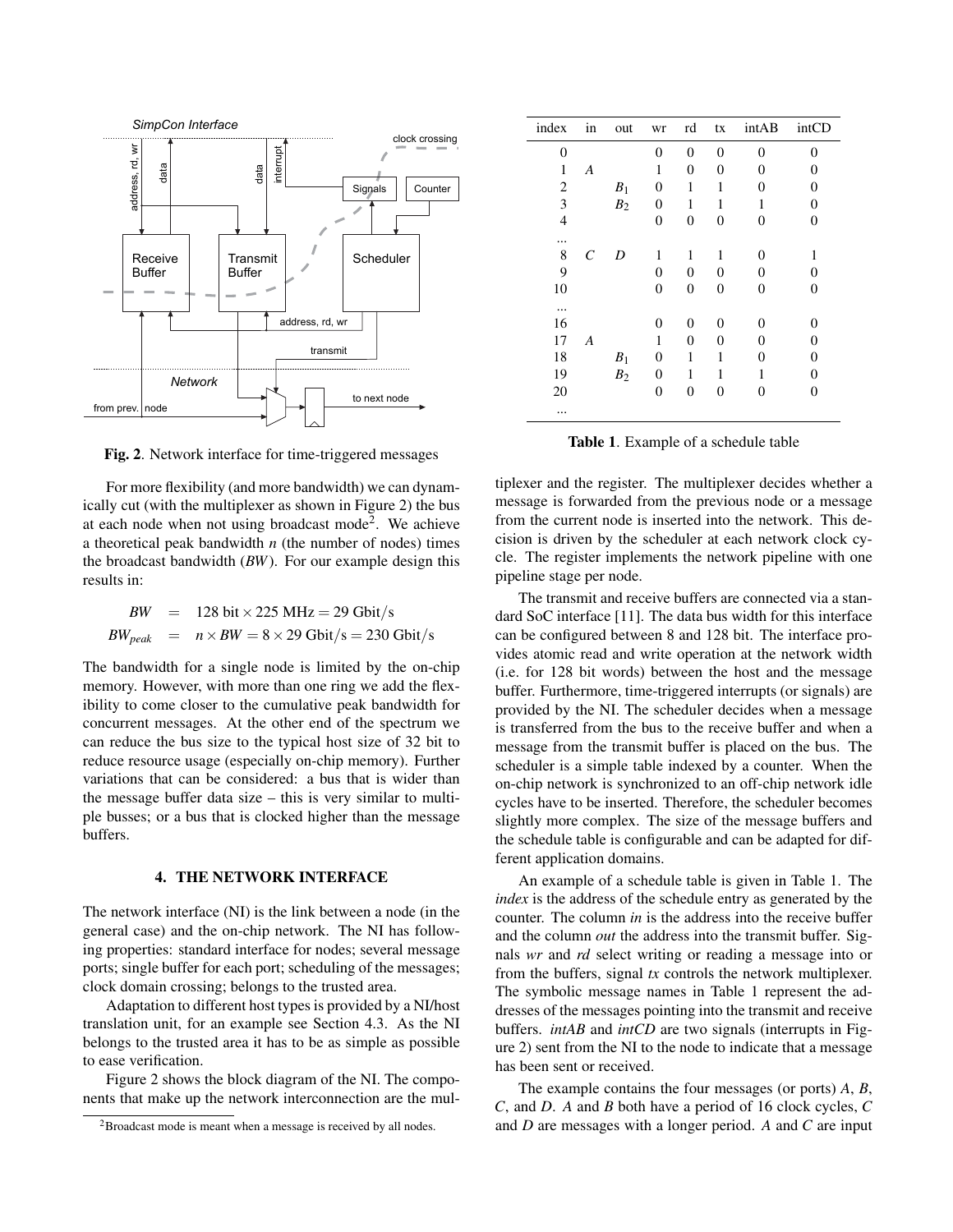Fig. 2. Network interface for time-triggered messages

For more flexibility (and more bandwidth) we can dynamically cut (with the multiplexer as shown in Figure 2) the bus at each node when not using broadcast mode[2]. We achieve a theoretical peak bandwidth $n$ (the number of nodes) times the broadcast bandwidth ($BW$). For our example design this results in:

$$
\begin{aligned}
BW &= 128 \text{ bit} \times 225 \text{ MHz} = 29 \text{ Gbit/s} \\
BW_{peak} &= n \times BW = 8 \times 29 \text{ Gbit/s} = 230 \text{ Gbit/s}
\end{aligned}
$$

The bandwidth for a single node is limited by the on-chip memory. However, with more than one ring we add the flexibility to come closer to the cumulative peak bandwidth for concurrent messages. At the other end of the spectrum we can reduce the bus size to the typical host size of 32 bit to reduce resource usage (especially on-chip memory). Further variations that can be considered: a bus that is wider than the message buffer data size – this is very similar to multiple busses; or a bus that is clocked higher than the message buffers.

## 4. THE NETWORK INTERFACE

The network interface (NI) is the link between a node (in the general case) and the on-chip network. The NI has following properties: standard interface for nodes; several message ports; single buffer for each port; scheduling of the messages; clock domain crossing; belongs to the trusted area.

Adaptation to different host types is provided by a NI/host translation unit, for an example see Section 4.3. As the NI belongs to the trusted area it has to be as simple as possible to ease verification.

Figure 2 shows the block diagram of the NI. The components that make up the network interconnection are the multiplexer and the register. The multiplexer decides whether a message is forwarded from the previous node or a message from the current node is inserted into the network. This decision is driven by the scheduler at each network clock cycle. The register implements the network pipeline with one pipeline stage per node.

The transmit and receive buffers are connected via a standard SoC interface [11]. The data bus width for this interface can be configured between 8 and 128 bit. The interface provides atomic read and write operation at the network width (i.e. for 128 bit words) between the host and the message buffer. Furthermore, time-triggered interrupts (or signals) are provided by the NI. The scheduler decides when a message is transferred from the bus to the receive buffer and when a message from the transmit buffer is placed on the bus. The scheduler is a simple table indexed by a counter. When the on-chip network is synchronized to an off-chip network idle cycles have to be inserted. Therefore, the scheduler becomes slightly more complex. The size of the message buffers and the schedule table is configurable and can be adapted for different application domains.

| index | in | out | wr | rd | tx | intAB | intCD |
|---|---|---|---|---|---|---|---|
| 0 | | | 0 | 0 | 0 | 0 | 0 |
| 1 | $A$ | | 1 | 0 | 0 | 0 | 0 |
| 2 | | $B_1$ | 0 | 1 | 1 | 0 | 0 |
| 3 | | $B_2$ | 0 | 1 | 1 | 1 | 0 |
| 4 | | | 0 | 0 | 0 | 0 | 0 |
| ... | | | | | | | |
| 8 | $C$ | $D$ | 1 | 1 | 1 | 0 | 1 |
| 9 | | | 0 | 0 | 0 | 0 | 0 |
| 10 | | | 0 | 0 | 0 | 0 | 0 |
| ... | | | | | | | |
| 16 | | | 0 | 0 | 0 | 0 | 0 |
| 17 | $A$ | | 1 | 0 | 0 | 0 | 0 |
| 18 | | $B_1$ | 0 | 1 | 1 | 0 | 0 |
| 19 | | $B_2$ | 0 | 1 | 1 | 1 | 0 |
| 20 | | | 0 | 0 | 0 | 0 | 0 |
| ... | | | | | | | |

**Table 1**. Example of a schedule table

An example of a schedule table is given in Table 1. The *index* is the address of the schedule entry as generated by the counter. The column *in* is the address into the receive buffer and the column *out* the address into the transmit buffer. Signals *wr* and *rd* select writing or reading a message into or from the buffers, signal *tx* controls the network multiplexer. The symbolic message names in Table 1 represent the addresses of the messages pointing into the transmit and receive buffers. *intAB* and *intCD* are two signals (interrupts in Figure 2) sent from the NI to the node to indicate that a message has been sent or received.

The example contains the four messages (or ports) $A$, $B$, $C$, and $D$. $A$ and $B$ both have a period of 16 clock cycles, $C$ and $D$ are messages with a longer period. $A$ and $C$ are input

[2]Broadcast mode is meant when a message is received by all nodes.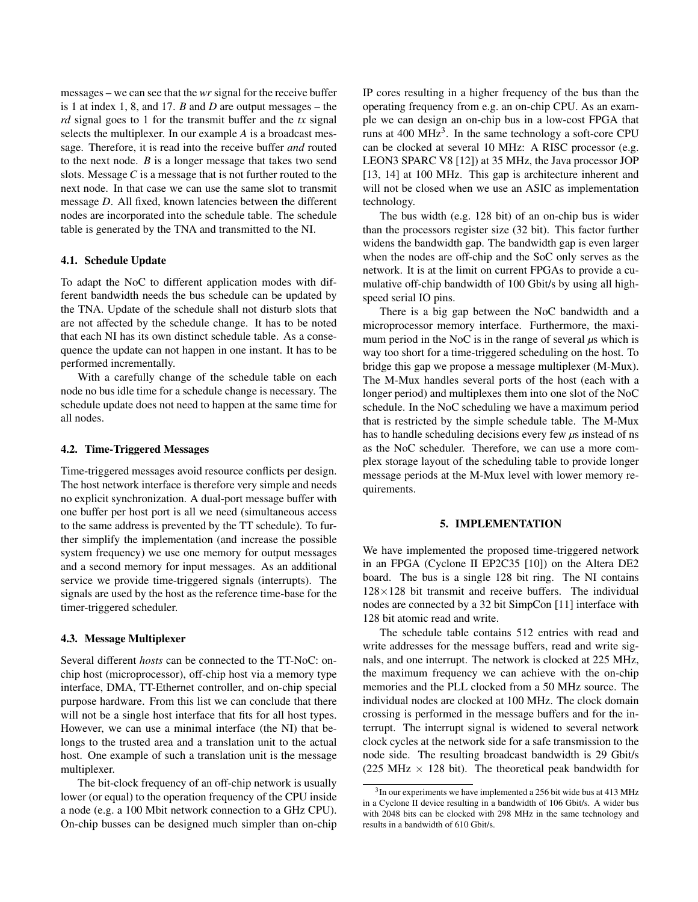messages – we can see that the *wr* signal for the receive buffer is 1 at index 1, 8, and 17. *B* and *D* are output messages – the *rd* signal goes to 1 for the transmit buffer and the *tx* signal selects the multiplexer. In our example *A* is a broadcast message. Therefore, it is read into the receive buffer *and* routed to the next node. *B* is a longer message that takes two send slots. Message *C* is a message that is not further routed to the next node. In that case we can use the same slot to transmit message *D*. All fixed, known latencies between the different nodes are incorporated into the schedule table. The schedule table is generated by the TNA and transmitted to the NI.

### 4.1. Schedule Update

To adapt the NoC to different application modes with different bandwidth needs the bus schedule can be updated by the TNA. Update of the schedule shall not disturb slots that are not affected by the schedule change. It has to be noted that each NI has its own distinct schedule table. As a consequence the update can not happen in one instant. It has to be performed incrementally.

With a carefully change of the schedule table on each node no bus idle time for a schedule change is necessary. The schedule update does not need to happen at the same time for all nodes.

### 4.2. Time-Triggered Messages

Time-triggered messages avoid resource conflicts per design. The host network interface is therefore very simple and needs no explicit synchronization. A dual-port message buffer with one buffer per host port is all we need (simultaneous access to the same address is prevented by the TT schedule). To further simplify the implementation (and increase the possible system frequency) we use one memory for output messages and a second memory for input messages. As an additional service we provide time-triggered signals (interrupts). The signals are used by the host as the reference time-base for the timer-triggered scheduler.

### 4.3. Message Multiplexer

Several different *hosts* can be connected to the TT-NoC: on-chip host (microprocessor), off-chip host via a memory type interface, DMA, TT-Ethernet controller, and on-chip special purpose hardware. From this list we can conclude that there will not be a single host interface that fits for all host types. However, we can use a minimal interface (the NI) that belongs to the trusted area and a translation unit to the actual host. One example of such a translation unit is the message multiplexer.

The bit-clock frequency of an off-chip network is usually lower (or equal) to the operation frequency of the CPU inside a node (e.g. a 100 Mbit network connection to a GHz CPU). On-chip busses can be designed much simpler than on-chip IP cores resulting in a higher frequency of the bus than the operating frequency from e.g. an on-chip CPU. As an example we can design an on-chip bus in a low-cost FPGA that runs at 400 MHz[3]. In the same technology a soft-core CPU can be clocked at several 10 MHz: A RISC processor (e.g. LEON3 SPARC V8 [12]) at 35 MHz, the Java processor JOP [13, 14] at 100 MHz. This gap is architecture inherent and will not be closed when we use an ASIC as implementation technology.

The bus width (e.g. 128 bit) of an on-chip bus is wider than the processors register size (32 bit). This factor further widens the bandwidth gap. The bandwidth gap is even larger when the nodes are off-chip and the SoC only serves as the network. It is at the limit on current FPGAs to provide a cumulative off-chip bandwidth of 100 Gbit/s by using all high-speed serial IO pins.

There is a big gap between the NoC bandwidth and a microprocessor memory interface. Furthermore, the maximum period in the NoC is in the range of several $\mu$s which is way too short for a time-triggered scheduling on the host. To bridge this gap we propose a message multiplexer (M-Mux). The M-Mux handles several ports of the host (each with a longer period) and multiplexes them into one slot of the NoC schedule. In the NoC scheduling we have a maximum period that is restricted by the simple schedule table. The M-Mux has to handle scheduling decisions every few $\mu$s instead of ns as the NoC scheduler. Therefore, we can use a more complex storage layout of the scheduling table to provide longer message periods at the M-Mux level with lower memory requirements.

## 5. IMPLEMENTATION

We have implemented the proposed time-triggered network in an FPGA (Cyclone II EP2C35 [10]) on the Altera DE2 board. The bus is a single 128 bit ring. The NI contains $128 \times 128$ bit transmit and receive buffers. The individual nodes are connected by a 32 bit SimpCon [11] interface with 128 bit atomic read and write.

The schedule table contains 512 entries with read and write addresses for the message buffers, read and write signals, and one interrupt. The network is clocked at 225 MHz, the maximum frequency we can achieve with the on-chip memories and the PLL clocked from a 50 MHz source. The individual nodes are clocked at 100 MHz. The clock domain crossing is performed in the message buffers and for the interrupt. The interrupt signal is widened to several network clock cycles at the network side for a safe transmission to the node side. The resulting broadcast bandwidth is 29 Gbit/s (225 MHz $\times$ 128 bit). The theoretical peak bandwidth for

[3] In our experiments we have implemented a 256 bit wide bus at 413 MHz in a Cyclone II device resulting in a bandwidth of 106 Gbit/s. A wider bus with 2048 bits can be clocked with 298 MHz in the same technology and results in a bandwidth of 610 Gbit/s.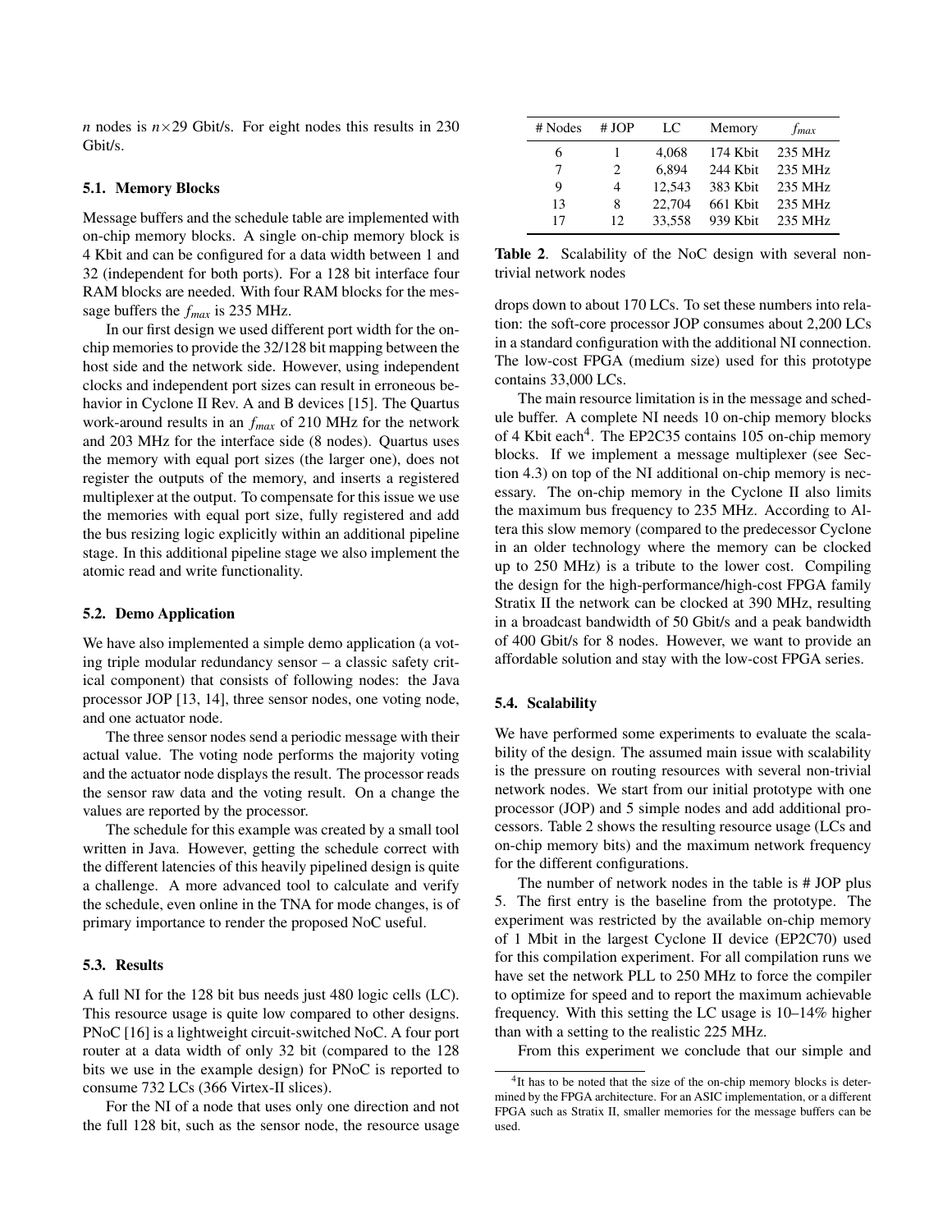*n* nodes is $n \times 29$ Gbit/s. For eight nodes this results in 230 Gbit/s.

### 5.1. Memory Blocks

Message buffers and the schedule table are implemented with on-chip memory blocks. A single on-chip memory block is 4 Kbit and can be configured for a data width between 1 and 32 (independent for both ports). For a 128 bit interface four RAM blocks are needed. With four RAM blocks for the message buffers the $f_{max}$ is 235 MHz.

In our first design we used different port width for the on-chip memories to provide the 32/128 bit mapping between the host side and the network side. However, using independent clocks and independent port sizes can result in erroneous behavior in Cyclone II Rev. A and B devices [15]. The Quartus work-around results in an $f_{max}$ of 210 MHz for the network and 203 MHz for the interface side (8 nodes). Quartus uses the memory with equal port sizes (the larger one), does not register the outputs of the memory, and inserts a registered multiplexer at the output. To compensate for this issue we use the memories with equal port size, fully registered and add the bus resizing logic explicitly within an additional pipeline stage. In this additional pipeline stage we also implement the atomic read and write functionality.

### 5.2. Demo Application

We have also implemented a simple demo application (a voting triple modular redundancy sensor – a classic safety critical component) that consists of following nodes: the Java processor JOP [13, 14], three sensor nodes, one voting node, and one actuator node.

The three sensor nodes send a periodic message with their actual value. The voting node performs the majority voting and the actuator node displays the result. The processor reads the sensor raw data and the voting result. On a change the values are reported by the processor.

The schedule for this example was created by a small tool written in Java. However, getting the schedule correct with the different latencies of this heavily pipelined design is quite a challenge. A more advanced tool to calculate and verify the schedule, even online in the TNA for mode changes, is of primary importance to render the proposed NoC useful.

### 5.3. Results

A full NI for the 128 bit bus needs just 480 logic cells (LC). This resource usage is quite low compared to other designs. PNoC [16] is a lightweight circuit-switched NoC. A four port router at a data width of only 32 bit (compared to the 128 bits we use in the example design) for PNoC is reported to consume 732 LCs (366 Virtex-II slices).

For the NI of a node that uses only one direction and not the full 128 bit, such as the sensor node, the resource usage drops down to about 170 LCs. To set these numbers into relation: the soft-core processor JOP consumes about 2,200 LCs in a standard configuration with the additional NI connection. The low-cost FPGA (medium size) used for this prototype contains 33,000 LCs.

The main resource limitation is in the message and schedule buffer. A complete NI needs 10 on-chip memory blocks of 4 Kbit each[4]. The EP2C35 contains 105 on-chip memory blocks. If we implement a message multiplexer (see Section 4.3) on top of the NI additional on-chip memory is necessary. The on-chip memory in the Cyclone II also limits the maximum bus frequency to 235 MHz. According to Altera this slow memory (compared to the predecessor Cyclone in an older technology where the memory can be clocked up to 250 MHz) is a tribute to the lower cost. Compiling the design for the high-performance/high-cost FPGA family Stratix II the network can be clocked at 390 MHz, resulting in a broadcast bandwidth of 50 Gbit/s and a peak bandwidth of 400 Gbit/s for 8 nodes. However, we want to provide an affordable solution and stay with the low-cost FPGA series.

| # Nodes | # JOP | LC | Memory | $f_{max}$ |
|---|---|---|---|---|
| 6 | 1 | 4,068 | 174 Kbit | 235 MHz |
| 7 | 2 | 6,894 | 244 Kbit | 235 MHz |
| 9 | 4 | 12,543 | 383 Kbit | 235 MHz |
| 13 | 8 | 22,704 | 661 Kbit | 235 MHz |
| 17 | 12 | 33,558 | 939 Kbit | 235 MHz |

**Table 2**. Scalability of the NoC design with several non-trivial network nodes

### 5.4. Scalability

We have performed some experiments to evaluate the scalability of the design. The assumed main issue with scalability is the pressure on routing resources with several non-trivial network nodes. We start from our initial prototype with one processor (JOP) and 5 simple nodes and add additional processors. Table 2 shows the resulting resource usage (LCs and on-chip memory bits) and the maximum network frequency for the different configurations.

The number of network nodes in the table is # JOP plus 5. The first entry is the baseline from the prototype. The experiment was restricted by the available on-chip memory of 1 Mbit in the largest Cyclone II device (EP2C70) used for this compilation experiment. For all compilation runs we have set the network PLL to 250 MHz to force the compiler to optimize for speed and to report the maximum achievable frequency. With this setting the LC usage is 10–14% higher than with a setting to the realistic 225 MHz.

From this experiment we conclude that our simple and

[4] It has to be noted that the size of the on-chip memory blocks is determined by the FPGA architecture. For an ASIC implementation, or a different FPGA such as Stratix II, smaller memories for the message buffers can be used.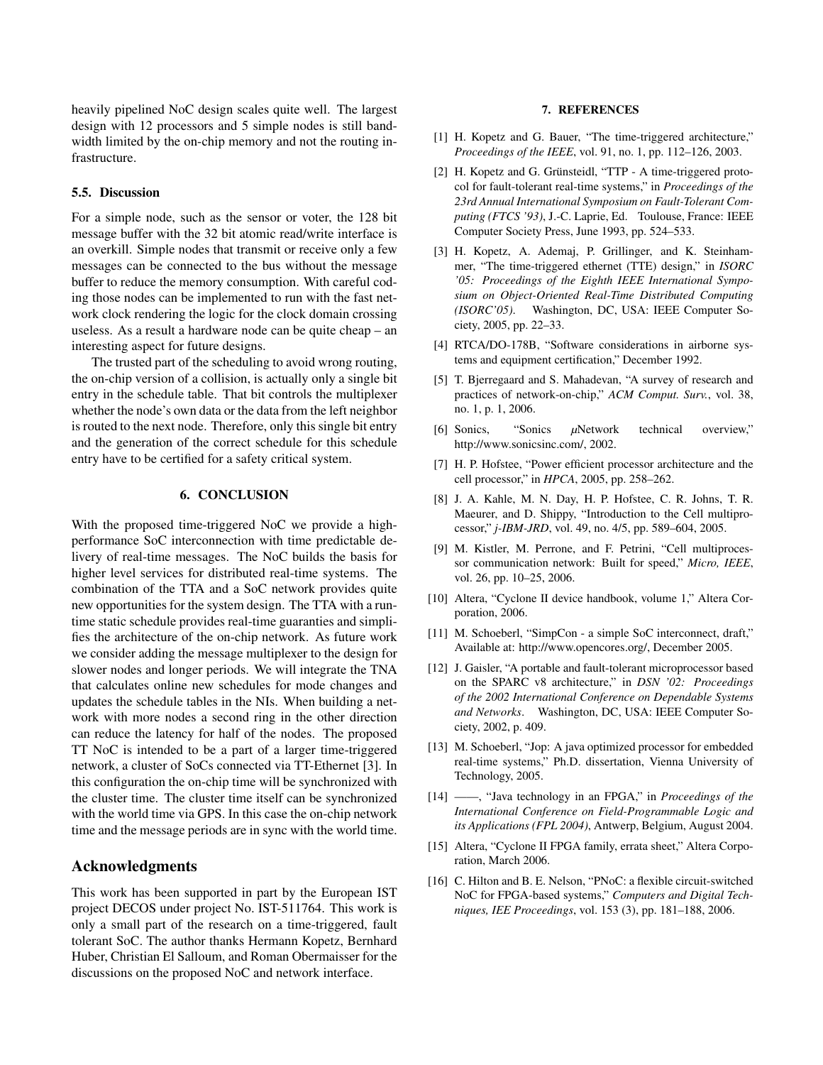heavily pipelined NoC design scales quite well. The largest design with 12 processors and 5 simple nodes is still bandwidth limited by the on-chip memory and not the routing infrastructure.

### 5.5. Discussion

For a simple node, such as the sensor or voter, the 128 bit message buffer with the 32 bit atomic read/write interface is an overkill. Simple nodes that transmit or receive only a few messages can be connected to the bus without the message buffer to reduce the memory consumption. With careful coding those nodes can be implemented to run with the fast network clock rendering the logic for the clock domain crossing useless. As a result a hardware node can be quite cheap – an interesting aspect for future designs.

The trusted part of the scheduling to avoid wrong routing, the on-chip version of a collision, is actually only a single bit entry in the schedule table. That bit controls the multiplexer whether the node's own data or the data from the left neighbor is routed to the next node. Therefore, only this single bit entry and the generation of the correct schedule for this schedule entry have to be certified for a safety critical system.

## 6. CONCLUSION

With the proposed time-triggered NoC we provide a high-performance SoC interconnection with time predictable delivery of real-time messages. The NoC builds the basis for higher level services for distributed real-time systems. The combination of the TTA and a SoC network provides quite new opportunities for the system design. The TTA with a runtime static schedule provides real-time guaranties and simplifies the architecture of the on-chip network. As future work we consider adding the message multiplexer to the design for slower nodes and longer periods. We will integrate the TNA that calculates online new schedules for mode changes and updates the schedule tables in the NIs. When building a network with more nodes a second ring in the other direction can reduce the latency for half of the nodes. The proposed TT NoC is intended to be a part of a larger time-triggered network, a cluster of SoCs connected via TT-Ethernet [3]. In this configuration the on-chip time will be synchronized with the cluster time. The cluster time itself can be synchronized with the world time via GPS. In this case the on-chip network time and the message periods are in sync with the world time.

## Acknowledgments

This work has been supported in part by the European IST project DECOS under project No. IST-511764. This work is only a small part of the research on a time-triggered, fault tolerant SoC. The author thanks Hermann Kopetz, Bernhard Huber, Christian El Salloum, and Roman Obermaisser for the discussions on the proposed NoC and network interface.

## 7. REFERENCES

[1] H. Kopetz and G. Bauer, "The time-triggered architecture," *Proceedings of the IEEE*, vol. 91, no. 1, pp. 112–126, 2003.

[2] H. Kopetz and G. Grünsteidl, "TTP - A time-triggered protocol for fault-tolerant real-time systems," in *Proceedings of the 23rd Annual International Symposium on Fault-Tolerant Computing (FTCS '93)*, J.-C. Laprie, Ed. Toulouse, France: IEEE Computer Society Press, June 1993, pp. 524–533.

[3] H. Kopetz, A. Ademaj, P. Grillinger, and K. Steinhammer, "The time-triggered ethernet (TTE) design," in *ISORC '05: Proceedings of the Eighth IEEE International Symposium on Object-Oriented Real-Time Distributed Computing (ISORC'05)*. Washington, DC, USA: IEEE Computer Society, 2005, pp. 22–33.

[4] RTCA/DO-178B, "Software considerations in airborne systems and equipment certification," December 1992.

[5] T. Bjerregaard and S. Mahadevan, "A survey of research and practices of network-on-chip," *ACM Comput. Surv.*, vol. 38, no. 1, p. 1, 2006.

[6] Sonics, "Sonics μNetwork technical overview," http://www.sonicsinc.com/, 2002.

[7] H. P. Hofstee, "Power efficient processor architecture and the cell processor," in *HPCA*, 2005, pp. 258–262.

[8] J. A. Kahle, M. N. Day, H. P. Hofstee, C. R. Johns, T. R. Maeurer, and D. Shippy, "Introduction to the Cell multiprocessor," *j-IBM-JRD*, vol. 49, no. 4/5, pp. 589–604, 2005.

[9] M. Kistler, M. Perrone, and F. Petrini, "Cell multiprocessor communication network: Built for speed," *Micro, IEEE*, vol. 26, pp. 10–25, 2006.

[10] Altera, "Cyclone II device handbook, volume 1," Altera Corporation, 2006.

[11] M. Schoeberl, "SimpCon - a simple SoC interconnect, draft," Available at: http://www.opencores.org/, December 2005.

[12] J. Gaisler, "A portable and fault-tolerant microprocessor based on the SPARC v8 architecture," in *DSN '02: Proceedings of the 2002 International Conference on Dependable Systems and Networks*. Washington, DC, USA: IEEE Computer Society, 2002, p. 409.

[13] M. Schoeberl, "Jop: A java optimized processor for embedded real-time systems," Ph.D. dissertation, Vienna University of Technology, 2005.

[14] ——, "Java technology in an FPGA," in *Proceedings of the International Conference on Field-Programmable Logic and its Applications (FPL 2004)*, Antwerp, Belgium, August 2004.

[15] Altera, "Cyclone II FPGA family, errata sheet," Altera Corporation, March 2006.

[16] C. Hilton and B. E. Nelson, "PNoC: a flexible circuit-switched NoC for FPGA-based systems," *Computers and Digital Techniques, IEE Proceedings*, vol. 153 (3), pp. 181–188, 2006.